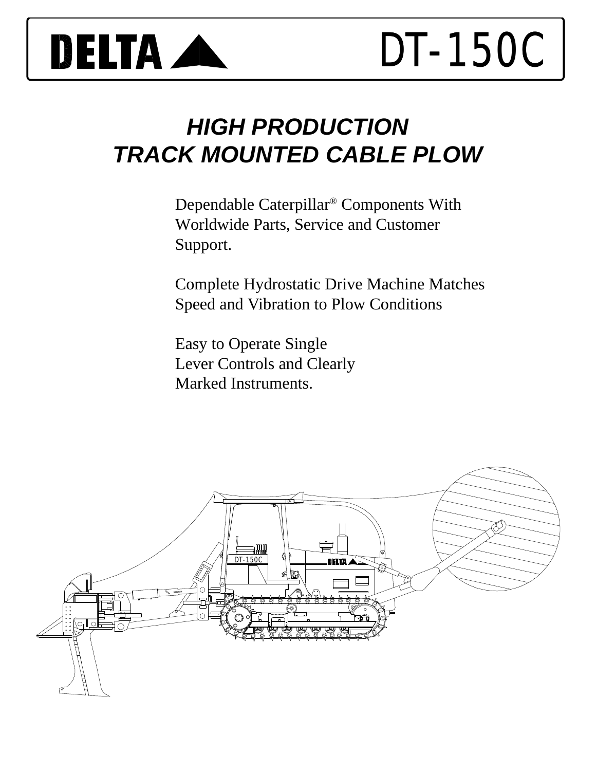# DELTA DT-150C

## *HIGH PRODUCTION TRACK MOUNTED CABLE PLOW*

Dependable Caterpillar® Components With Worldwide Parts, Service and Customer Support.

Complete Hydrostatic Drive Machine Matches Speed and Vibration to Plow Conditions

Easy to Operate Single Lever Controls and Clearly Marked Instruments.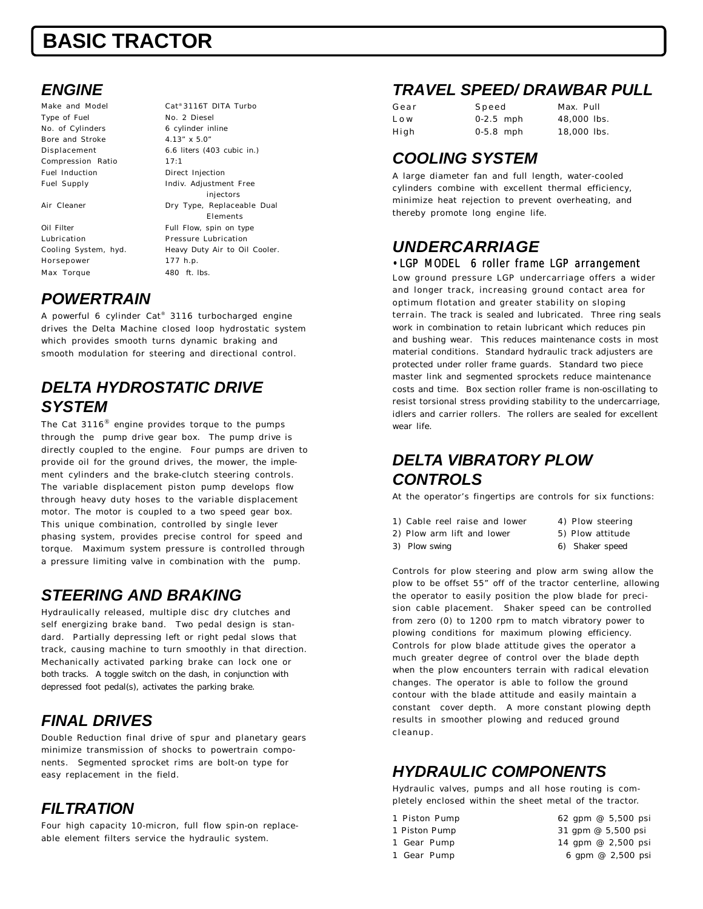# BASIC TRACTOR

## ENGINE

| | |
|---|---|
| Make and Model | Cat® 3116T DITA Turbo |
| Type of Fuel | No. 2 Diesel |
| No. of Cylinders | 6 cylinder inline |
| Bore and Stroke | 4.13" x 5.0" |
| Displacement | 6.6 liters (403 cubic in.) |
| Compression Ratio | 17:1 |
| Fuel Induction | Direct Injection |
| Fuel Supply | Indiv. Adjustment Free injectors |
| Air Cleaner | Dry Type, Replaceable Dual Elements |
| Oil Filter | Full Flow, spin on type |
| Lubrication | Pressure Lubrication |
| Cooling System, hyd. | Heavy Duty Air to Oil Cooler. |
| Horsepower | 177 h.p. |
| Max Torque | 480 ft. lbs. |

## POWERTRAIN

A powerful 6 cylinder Cat® 3116 turbocharged engine drives the Delta Machine closed loop hydrostatic system which provides smooth turns dynamic braking and smooth modulation for steering and directional control.

## DELTA HYDROSTATIC DRIVE SYSTEM

The Cat 3116® engine provides torque to the pumps through the pump drive gear box. The pump drive is directly coupled to the engine. Four pumps are driven to provide oil for the ground drives, the mower, the implement cylinders and the brake-clutch steering controls. The variable displacement piston pump develops flow through heavy duty hoses to the variable displacement motor. The motor is coupled to a two speed gear box. This unique combination, controlled by single lever phasing system, provides precise control for speed and torque. Maximum system pressure is controlled through a pressure limiting valve in combination with the pump.

## STEERING AND BRAKING

Hydraulically released, multiple disc dry clutches and self energizing brake band. Two pedal design is standard. Partially depressing left or right pedal slows that track, causing machine to turn smoothly in that direction. Mechanically activated parking brake can lock one or both tracks. A toggle switch on the dash, in conjunction with depressed foot pedal(s), activates the parking brake.

## FINAL DRIVES

Double Reduction final drive of spur and planetary gears minimize transmission of shocks to powertrain components. Segmented sprocket rims are bolt-on type for easy replacement in the field.

## FILTRATION

Four high capacity 10-micron, full flow spin-on replaceable element filters service the hydraulic system.

## TRAVEL SPEED/DRAWBAR PULL

| Gear | Speed | Max. Pull |
|---|---|---|
| Low | 0-2.5 mph | 48,000 lbs. |
| High | 0-5.8 mph | 18,000 lbs. |

## COOLING SYSTEM

A large diameter fan and full length, water-cooled cylinders combine with excellent thermal efficiency, minimize heat rejection to prevent overheating, and thereby promote long engine life.

## UNDERCARRIAGE

- LGP MODEL 6 roller frame LGP arrangement

Low ground pressure LGP undercarriage offers a wider and longer track, increasing ground contact area for optimum flotation and greater stability on sloping terrain. The track is sealed and lubricated. Three ring seals work in combination to retain lubricant which reduces pin and bushing wear. This reduces maintenance costs in most material conditions. Standard hydraulic track adjusters are protected under roller frame guards. Standard two piece master link and segmented sprockets reduce maintenance costs and time. Box section roller frame is non-oscillating to resist torsional stress providing stability to the undercarriage, idlers and carrier rollers. The rollers are sealed for excellent wear life.

## DELTA VIBRATORY PLOW CONTROLS

At the operator's fingertips are controls for six functions:

1) Cable reel raise and lower
2) Plow arm lift and lower
3) Plow swing
4) Plow steering
5) Plow attitude
6) Shaker speed

Controls for plow steering and plow arm swing allow the plow to be offset 55" off of the tractor centerline, allowing the operator to easily position the plow blade for precision cable placement. Shaker speed can be controlled from zero (0) to 1200 rpm to match vibratory power to plowing conditions for maximum plowing efficiency. Controls for plow blade attitude gives the operator a much greater degree of control over the blade depth when the plow encounters terrain with radical elevation changes. The operator is able to follow the ground contour with the blade attitude and easily maintain a constant cover depth. A more constant plowing depth results in smoother plowing and reduced ground cleanup.

## HYDRAULIC COMPONENTS

Hydraulic valves, pumps and all hose routing is completely enclosed within the sheet metal of the tractor.

| | |
|---|---|
| 1 Piston Pump | 62 gpm @ 5,500 psi |
| 1 Piston Pump | 31 gpm @ 5,500 psi |
| 1 Gear Pump | 14 gpm @ 2,500 psi |
| 1 Gear Pump | 6 gpm @ 2,500 psi |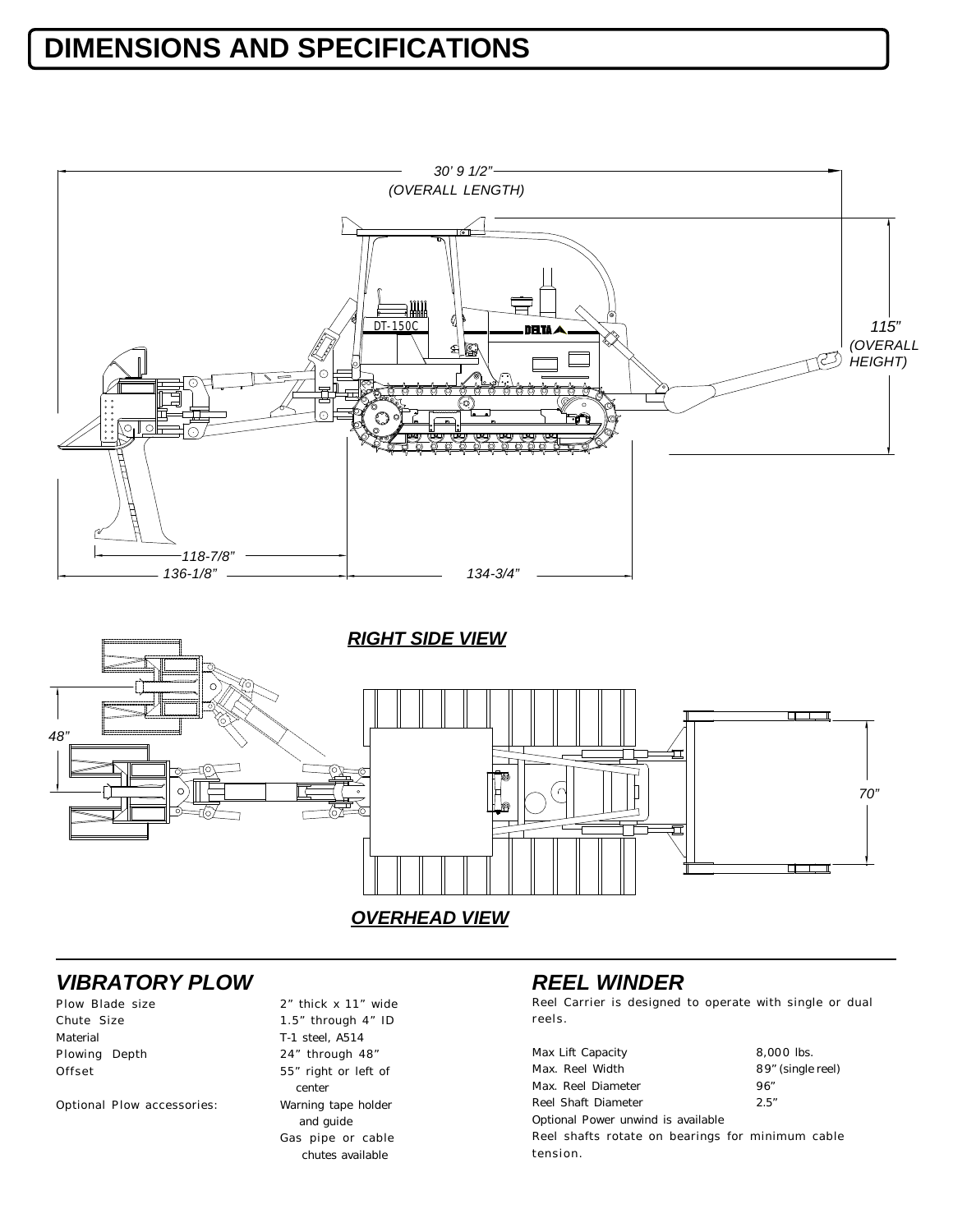# DIMENSIONS AND SPECIFICATIONS

30' 9 1/2"
(OVERALL LENGTH)

115"
(OVERALL HEIGHT)

DT-150C

DELTA

118-7/8"

136-1/8"

134-3/4"

***RIGHT SIDE VIEW***

48"

70"

***OVERHEAD VIEW***

## *VIBRATORY PLOW*

| | |
|---|---|
| Plow Blade size | 2" thick x 11" wide |
| Chute Size | 1.5" through 4" ID |
| Material | T-1 steel, A514 |
| Plowing Depth | 24" through 48" |
| Offset | 55" right or left of center |
| Optional Plow accessories: | Warning tape holder and guide |
| | Gas pipe or cable chutes available |

## *REEL WINDER*

Reel Carrier is designed to operate with single or dual reels.

| | |
|---|---|
| Max Lift Capacity | 8,000 lbs. |
| Max. Reel Width | 89" (single reel) |
| Max. Reel Diameter | 96" |
| Reel Shaft Diameter | 2.5" |

Optional Power unwind is available

Reel shafts rotate on bearings for minimum cable tension.